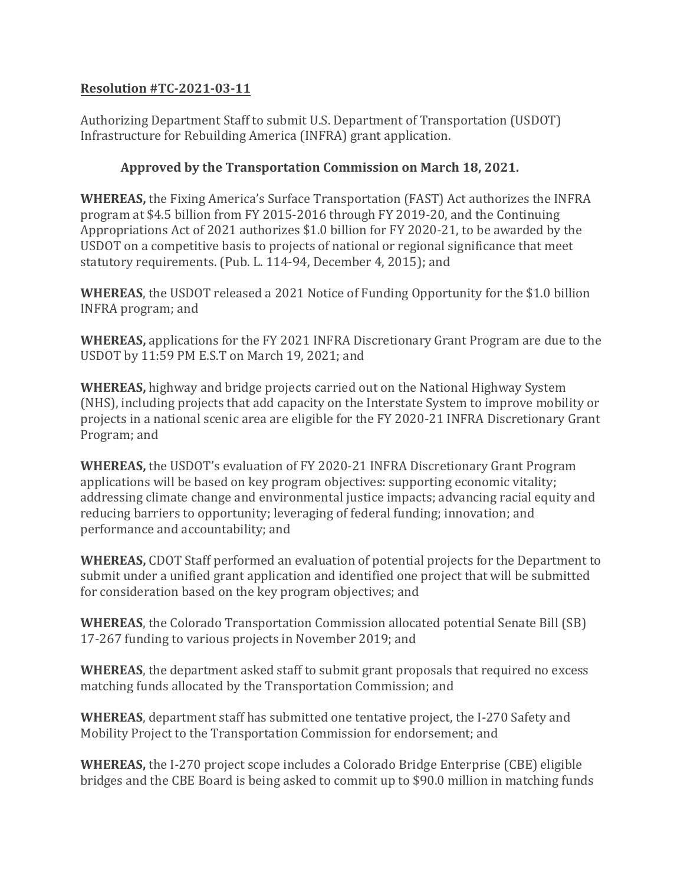**Resolution #TC-2021-03-11**

Authorizing Department Staff to submit U.S. Department of Transportation (USDOT) Infrastructure for Rebuilding America (INFRA) grant application.

**Approved by the Transportation Commission on March 18, 2021.**

**WHEREAS,** the Fixing America's Surface Transportation (FAST) Act authorizes the INFRA program at $4.5 billion from FY 2015-2016 through FY 2019-20, and the Continuing Appropriations Act of 2021 authorizes $1.0 billion for FY 2020-21, to be awarded by the USDOT on a competitive basis to projects of national or regional significance that meet statutory requirements. (Pub. L. 114-94, December 4, 2015); and

**WHEREAS**, the USDOT released a 2021 Notice of Funding Opportunity for the $1.0 billion INFRA program; and

**WHEREAS,** applications for the FY 2021 INFRA Discretionary Grant Program are due to the USDOT by 11:59 PM E.S.T on March 19, 2021; and

**WHEREAS,** highway and bridge projects carried out on the National Highway System (NHS), including projects that add capacity on the Interstate System to improve mobility or projects in a national scenic area are eligible for the FY 2020-21 INFRA Discretionary Grant Program; and

**WHEREAS,** the USDOT's evaluation of FY 2020-21 INFRA Discretionary Grant Program applications will be based on key program objectives: supporting economic vitality; addressing climate change and environmental justice impacts; advancing racial equity and reducing barriers to opportunity; leveraging of federal funding; innovation; and performance and accountability; and

**WHEREAS,** CDOT Staff performed an evaluation of potential projects for the Department to submit under a unified grant application and identified one project that will be submitted for consideration based on the key program objectives; and

**WHEREAS**, the Colorado Transportation Commission allocated potential Senate Bill (SB) 17-267 funding to various projects in November 2019; and

**WHEREAS**, the department asked staff to submit grant proposals that required no excess matching funds allocated by the Transportation Commission; and

**WHEREAS**, department staff has submitted one tentative project, the I-270 Safety and Mobility Project to the Transportation Commission for endorsement; and

**WHEREAS,** the I-270 project scope includes a Colorado Bridge Enterprise (CBE) eligible bridges and the CBE Board is being asked to commit up to $90.0 million in matching funds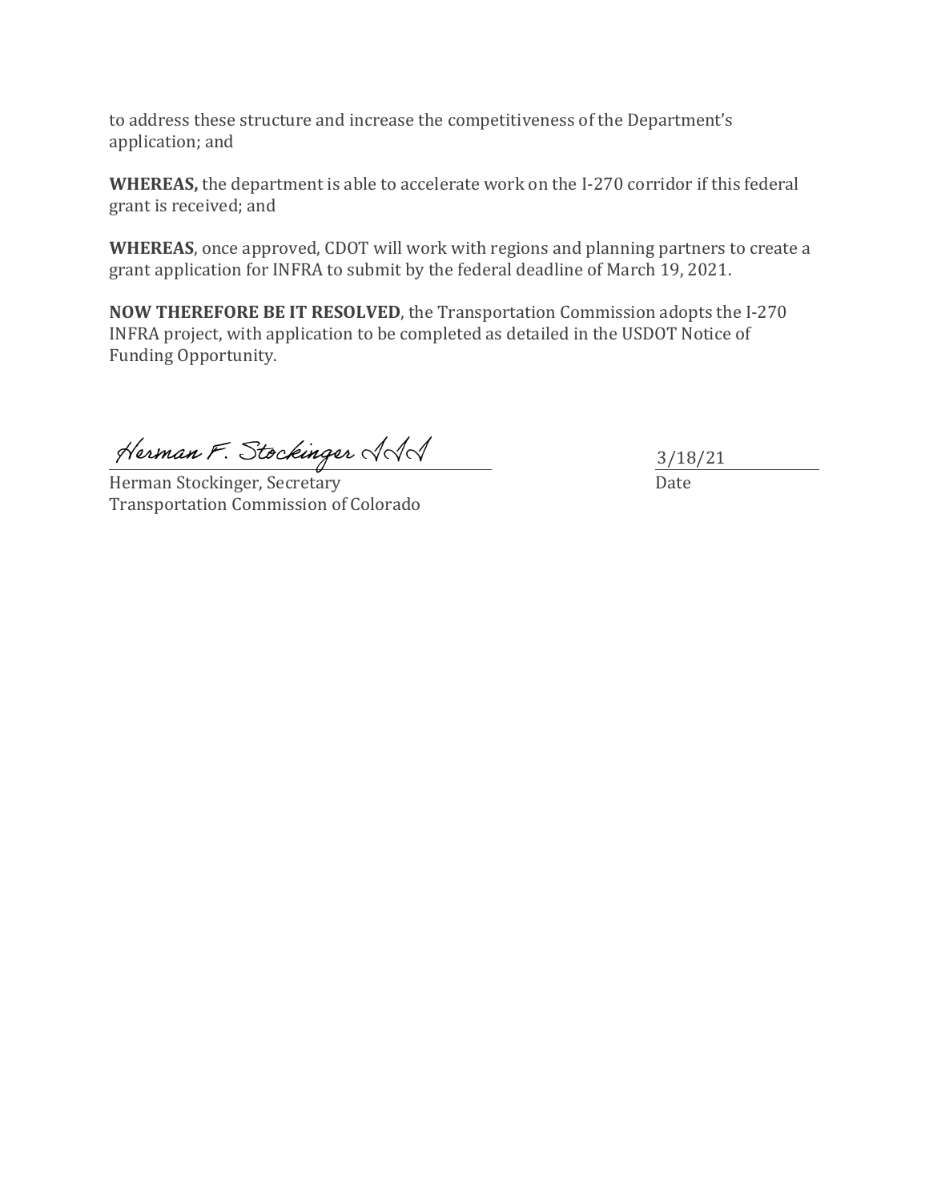to address these structure and increase the competitiveness of the Department's application; and

**WHEREAS,** the department is able to accelerate work on the I-270 corridor if this federal grant is received; and

**WHEREAS**, once approved, CDOT will work with regions and planning partners to create a grant application for INFRA to submit by the federal deadline of March 19, 2021.

**NOW THEREFORE BE IT RESOLVED**, the Transportation Commission adopts the I-270 INFRA project, with application to be completed as detailed in the USDOT Notice of Funding Opportunity.

Herman F. Stockinger III

Herman Stockinger, Secretary
Transportation Commission of Colorado

3/18/21
Date